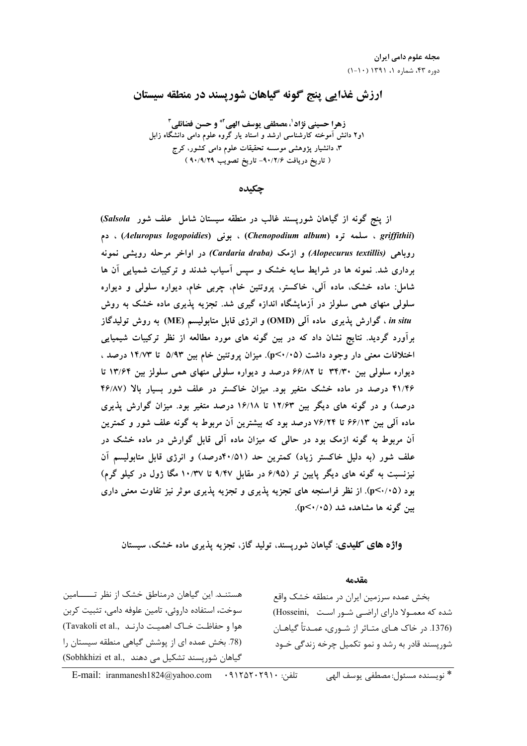# ارزش غذایی پنج گونه گیاهان شورپسند در منطقه سیستان

**زهرا حسینی نژاد[1]، مصطفی یوسف الهی[2*] و حسن فضائلی[3]**

۱و۲ دانش آموخته کارشناسی ارشد و استاد یار گروه علوم دامی دانشگاه زابل
۳، دانشیار پژوهشی موسسه تحقیقات علوم دامی کشور، کرج
( تاریخ دریافت ۹۰/۲/۶- تاریخ تصویب ۹۰/۹/۲۹ )

## چکیده

از پنج گونه از گیاهان شورپسند غالب در منطقه سیستان شامل علف شور (*Salsola griffithii*) ، سلمه تره (*Chenopodium album*) ، بونی (*Aeluropus logopoidies*) ، دم روباهی (*Alopecurus textillis*) و ازمک (*Cardaria draba*) در اواخر مرحله رویشی نمونه برداری شد. نمونه ها در شرایط سایه خشک و سپس آسیاب شدند و ترکیبات شیمیایی آن ها شامل: ماده خشک، ماده آلی، خاکستر، پروتئین خام، چربی خام، دیواره سلولی و دیواره سلولی منهای همی سلولز در آزمایشگاه اندازه گیری شد. تجزیه پذیری ماده خشک به روش *in situ* ، گوارش پذیری ماده آلی (OMD) و انرژی قابل متابولیسم (ME) به روش تولیدگاز برآورد گردید. نتایج نشان داد که در بین گونه های مورد مطالعه از نظر ترکیبات شیمیایی اختلافات معنی دار وجود داشت ($p<0/05$). میزان پروتئین خام بین ۵/۹۳ تا ۱۴/۷۳ درصد ، دیواره سلولی بین ۳۴/۳۰ تا ۶۶/۸۲ درصد و دیواره سلولی منهای همی سلولز بین ۱۳/۶۴ تا ۴۱/۴۶ درصد در ماده خشک متغیر بود. میزان خاکستر در علف شور بسیار بالا (۴۶/۸۷ درصد) و در گونه های دیگر بین ۱۲/۶۳ تا ۱۶/۱۸ درصد متغیر بود. میزان گوارش پذیری ماده آلی بین ۶۶/۱۳ تا ۷۶/۲۴ درصد بود که بیشترین آن مربوط به گونه علف شور و کمترین آن مربوط به گونه ازمک بود در حالی که میزان ماده آلی قابل گوارش در ماده خشک در علف شور (به دلیل خاکستر زیاد) کمترین حد (۴۰/۵۱درصد) و انرژی قابل متابولیسم آن نیزنسبت به گونه های دیگر پایین تر (۶/۹۵ در مقابل ۹/۴۷ تا ۱۰/۳۷ مگا ژول در کیلو گرم) بود ($p<0/05$). از نظر فراسنجه های تجزیه پذیری و تجزیه پذیری موثر نیز تفاوت معنی داری بین گونه ها مشاهده شد ($p<0/05$).

**واژه های کلیدی**: گیاهان شورپسند، تولید گاز، تجزیه پذیری ماده خشک، سیستان

## مقدمه

بخش عمده سرزمین ایران در منطقه خشک واقع شده که معمولا دارای اراضی شور است (Hosseini, 1376). در خاک های متاثر از شوری، عمدتاً گیاهان شورپسند قادر به رشد و نمو تکمیل چرخه زندگی خود هستند. این گیاهان درمناطق خشک از نظر تامین سوخت، استفاده داروئی، تامین علوفه دامی، تثبیت کربن هوا و حفاظت خاک اهمیت دارند (Tavakoli et al., 78). بخش عمده ای از پوشش گیاهی منطقه سیستان را گیاهان شورپسند تشکیل می دهند (Sobhkhizi et al.,

\* نویسنده مسئول: مصطفی یوسف الهی تلفن: ۰۹۱۲۵۲۰۲۹۱۰ E-mail: iranmanesh1824@yahoo.com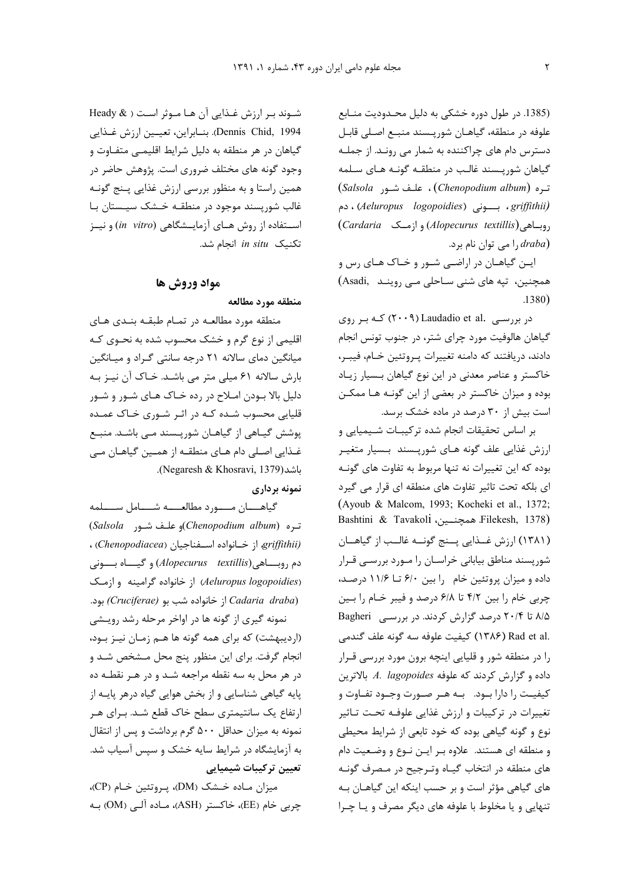(1385. در طول دوره خشکی به دلیل محدودیت منابع علوفه در منطقه، گیاهان شورپسند منبع اصلی قابل دسترس دام های چراکننده به شمار می روند. از جمله گیاهان شورپسند غالب در منطقه گونه های سلمه تره (*Chenopodium album*)، علف شور *Salsola* *griffithii)*، بونی (*Aeluropus logopoidies*)، دم روباهی(*Alopecurus textillis*) و ازمک (*Cardaria draba*) را می توان نام برد.

این گیاهان در اراضی شور و خاک های رس و همچنین، تپه های شنی ساحلی می رویند (Asadi, 1380).

در بررسی .Laudadio et al (۲۰۰۹) که بر روی گیاهان هالوفیت مورد چرای شتر، در جنوب تونس انجام دادند، دریافتند که دامنه تغییرات پروتئین خام، فیبر، خاکستر و عناصر معدنی در این نوع گیاهان بسیار زیاد بوده و میزان خاکستر در بعضی از این گونه ها ممکن است بیش از ۳۰ درصد در ماده خشک برسد.

بر اساس تحقیقات انجام شده ترکیبات شیمیایی و ارزش غذایی علف گونه های شورپسند بسیار متغیر بوده که این تغییرات نه تنها مربوط به تفاوت های گونه ای بلکه تحت تاثیر تفاوت های منطقه ای قرار می گیرد (Ayoub & Malcom, 1993; Kocheki et al., 1372; Bashtini & Tavakoli، همچنین، Filekesh, 1378) (۱۳۸۱) ارزش غذایی پنج گونه غالب از گیاهان شورپسند مناطق بیابانی خراسان را مورد بررسی قرار داده و میزان پروتئین خام را بین ۶/۰ تا ۱۱/۶ درصد، چربی خام را بین ۴/۲ تا ۶/۸ درصد و فیبر خام را بین ۸/۵ تا ۲۰/۴ درصد گزارش کردند. در بررسی Bagheri Rad et al. (۱۳۸۶) کیفیت علوفه سه گونه علف گندمی را در منطقه شور و قلیایی اینچه برون مورد بررسی قرار داده و گزارش کردند که علوفه *A. lagopoides* بالاترین کیفیت را دارا بود. به هر صورت وجود تفاوت و تغییرات در ترکیبات و ارزش غذایی علوفه تحت تاثیر نوع و گونه گیاهی بوده که خود تابعی از شرایط محیطی و منطقه ای هستند. علاوه بر این نوع و وضعیت دام های منطقه در انتخاب گیاه وترجیح در مصرف گونه های گیاهی مؤثر است و بر حسب اینکه این گیاهان به تنهایی و یا مخلوط با علوفه های دیگر مصرف و یا چرا شوند بر ارزش غذایی آن ها موثر است ( Heady & Dennis Chid, 1994). بنابراین، تعیین ارزش غذایی گیاهان در هر منطقه به دلیل شرایط اقلیمی متفاوت و وجود گونه های مختلف ضروری است. پژوهش حاضر در همین راستا و به منظور بررسی ارزش غذایی پنج گونه غالب شورپسند موجود در منطقه خشک سیستان با استفاده از روش های آزمایشگاهی (*in vitro*) و نیز تکنیک *in situ* انجام شد.

## مواد وروش ها

### منطقه مورد مطالعه

منطقه مورد مطالعه در تمام طبقه بندی های اقلیمی از نوع گرم و خشک محسوب شده به نحوی که میانگین دمای سالانه ۲۱ درجه سانتی گراد و میانگین بارش سالانه ۶۱ میلی متر می باشد. خاک آن نیز به دلیل بالا بودن املاح در رده خاک های شور و شور قلیایی محسوب شده که در اثر شوری خاک عمده پوشش گیاهی از گیاهان شورپسند می باشد. منبع غذایی اصلی دام های منطقه از همین گیاهان می باشد(Negaresh & Khosravi, 1379).

### نمونه برداری

گیاهان مورد مطالعه شامل سلمه تره (*Chenopodium album*)و علف شور *Salsola* *griffithii)*، از خانواده اسفناجیان (*Chenopodiacea*)، دم روباهی(*Alopecurus textillis*) و گیاه بونی (*Aeluropus logopoidies*) از خانواده گرامینه و ازمک (*Cadaria draba*) از خانواده شب بو (*Cruciferae*) بود.

نمونه گیری از گونه ها در اواخر مرحله رشد رویشی (اردیبهشت) که برای همه گونه ها هم زمان نیز بود، انجام گرفت. برای این منظور پنج محل مشخص شد و در هر محل به سه نقطه مراجعه شد و در هر نقطه ده پایه گیاهی شناسایی و از بخش هوایی گیاه درهر پایه از ارتفاع یک سانتیمتری سطح خاک قطع شد. برای هر نمونه به میزان حداقل ۵۰۰ گرم برداشت و پس از انتقال به آزمایشگاه در شرایط سایه خشک و سپس آسیاب شد.

### تعیین ترکیبات شیمیایی

میزان ماده خشک (DM)، پروتئین خام (CP)، چربی خام (EE)، خاکستر (ASH)، ماده آلی (OM) به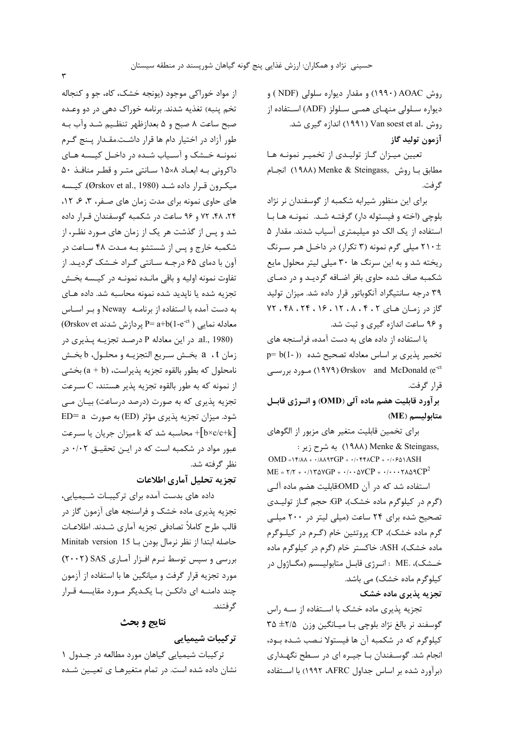روش AOAC (۱۹۹۰) و مقدار دیواره سلولی (NDF) و دیواره سـلولی منهـای همـی سـلولز (ADF) اسـتفاده از روش Van soest et al. (۱۹۹۱) اندازه گیری شد.

### آزمون تولید گاز

تعیین میـزان گـاز تولیـدی از تخمیـر نمونـه هـا مطابق بـا روش Menke & Steingass, (۱۹۸۸) انجـام گرفت.

برای این منظور شیرابه شکمبه از گوسفندان نر نژاد بلوچی (اخته و فیستوله دار) گرفتـه شـد. نمونـه هـا بـا استفاده از یک الک دو میلیمتری آسیاب شدند. مقدار ۵ ±۲۱۰ میلی گرم نمونه (۳ تکرار) در داخـل هـر سـرنگ ریخته شد و به این سرنگ ها ۳۰ میلی لیتر محلول مایع شکمبه صاف شده حاوی بافر اضـافه گردیـد و در دمـای ۳۹ درجه سانتیگراد انکوباتور قرار داده شد. میزان تولید گاز در زمـان هـای ۲ ، ۴ ، ۸ ، ۱۲ ، ۱۶ ، ۲۴ ، ۴۸ ، ۷۲ و ۹۶ ساعت اندازه گیری و ثبت شد.

با استفاده از داده های به دست آمده، فراسنجه های تخمیر پذیری بر اساس معادله تصحیح شده $p= b(1-e^{-ct})$ Ørskov and McDonald (۱۹۷۹) مـورد بررسـی قرار گرفت.

### برآورد قابلیت هضم ماده آلی (OMD) و انـرژی قابـل متابولیسم (ME)

برای تخمین قابلیت متغیر های مزبور از الگوهای Menke & Steingass, (۱۹۸۸) به شرح زیر :

$$OMD = 14.88 + 0.8893GP + 0.0448CP + 0.0651ASH$$

$$ME = 2.2 + 0.1357GP + 0.0057CP + 0.0002859CP^2$$

استفاده شد که در آن OMD:قابلیت هضم ماده آلـی (گرم در کیلوگرم ماده خشک)، GP: حجم گـاز تولیـدی تصحیح شده برای ۲۴ ساعت (میلی لیتر در ۲۰۰ میلـی گرم ماده خشک)، CP: پروتئین خام (گـرم در کیلـوگرم ماده خشک)، ASH: خاکستر خام (گرم در کیلوگرم ماده خـشک)، ME. : انـرژی قابـل متابولیـسم (مگـاژول در کیلوگرم ماده خشک) می باشد.

### تجزیه پذیری ماده خشک

تجزیه پذیری ماده خشک با اسـتفاده از سـه راس گوسفند نر بالغ نژاد بلوچی بـا میـانگین وزن ۲/۵± ۳۵ کیلوگرم که در شکمبه آن ها فیستولا نـصب شـده بـود، انجام شد. گوسـفندان بـا جیـره ای در سطح نگهـداری (برآورد شده بر اساس جداول AFRC، ۱۹۹۲) با اسـتفاده از مواد خوراکی موجود (یونجه خشک، کاه، جو و کنجاله تخم پنبه) تغذیه شدند. برنامه خوراک دهی در دو وعـده صبح ساعت ۸ صبح و ۵ بعدازظهر تنظـیم شـد وآب بـه طور آزاد در اختیار دام ها قرار داشـت.مقـدار پـنج گـرم نمونـه خـشک و آسـیاب شـده در داخـل کیـسه هـای داکرونی بـه ابعـاد ۸×۱۵ سـانتی متـر و قطـر منافـذ ۵۰ میکـرون قـرار داده شـد (Ørskov et al., 1980). کیـسه های حاوی نمونه برای مدت زمان های صـفر، ۳، ۶، ۱۲، ۲۴، ۴۸، ۷۲ و ۹۶ ساعت در شکمبه گوسفندان قـرار داده شد و پس از گذشت هر یک از زمان های مـورد نظـر، از شکمبه خارج و پس از شستشو بـه مـدت ۴۸ سـاعت در آون با دمای ۶۵ درجـه سـانتی گـراد خـشک گردیـد. از تفاوت نمونه اولیه و باقی مانـده نمونـه در کیـسه بخـش تجزیه شده یا ناپدید شده نمونه محاسبه شد. داده هـای به دست آمده با استفاده از برنامـه Neway و بـر اسـاس معادله نمایی ( $P= a+b(1-e^{-ct})$ ) پردازش شدند (Ørskov et al., 1980). در این معادله P درصـد تجزیـه پـذیری در زمان t ، a بخـش سـریع التجزیـه و محلـول، b بخـش نامحلول که بطور بالقوه تجزیه پذیراست، (a + b) بخشی از نمونه که به طور بالقوه تجزیه پذیر هستند، C سـرعت تجزیه پذیری که به صورت (درصد درساعت) بیـان مـی شود. میزان تجزیه پذیری مؤثر (ED) به صورت $ED= a +[b\times c/c+k]$ محاسبه شد که k میزان جریان یا سـرعت عبور مواد در شکمبه است که در ایـن تحقیـق ۰/۰۲ در نظر گرفته شد.

### تجزیه تحلیل آماری اطلاعات

داده های بدست آمده برای ترکیبـات شـیمیایی، تجزیه پذیری ماده خشک و فراسنجه های آزمون گاز در قالب طرح کاملاً تصادفی تجزیه آماری شـدند. اطلاعـات حاصله ابتدا از نظر نرمال بودن بـا Minitab version 15 بررسی و سپس توسط نـرم افـزار آمـاری SAS (۲۰۰۲) مورد تجزیه قرار گرفت و میانگین ها با استفاده از آزمون چند دامنـه ای دانکـن بـا یکـدیگر مـورد مقایـسه قـرار گرفتند.

## نتایج و بحث

### ترکیبات شیمیایی

ترکیبات شیمیایی گیاهان مورد مطالعه در جـدول ۱ نشان داده شده است. در تمام متغیرهـا ی تعیـین شـده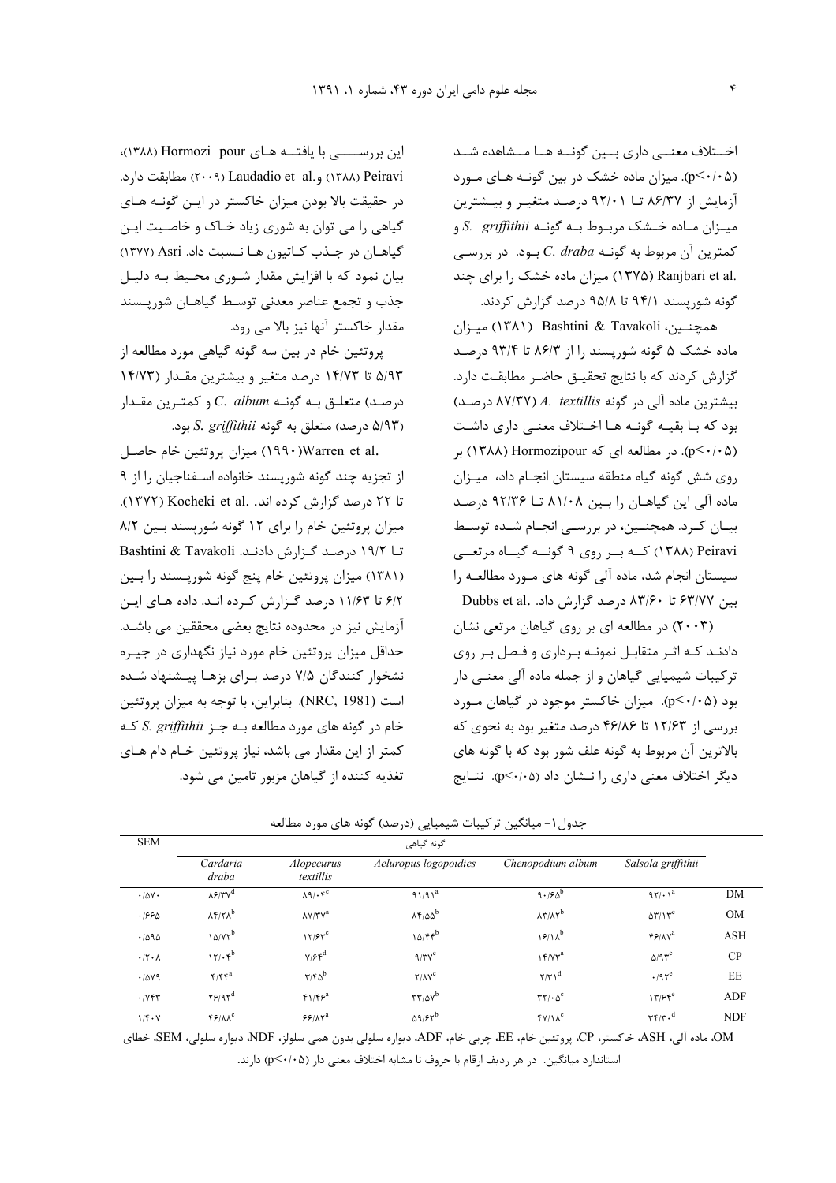اخـتلاف معنـی داری بـین گونـه هـا مـشاهده شـد (p<۰/۰۵). میزان ماده خشک در بین گونـه هـای مـورد آزمایش از ۸۶/۳۷ تـا ۹۲/۰۱ درصـد متغیـر و بیـشترین میـزان مـاده خـشک مربـوط بـه گونـه *S. griffithii* و کمترین آن مربوط به گونـه *C. draba* بـود. در بررسـی Ranjbari et al. (۱۳۷۵) میزان ماده خشک را برای چند گونه شورپسند ۹۴/۱ تا ۹۵/۸ درصد گزارش کردند.

همچنـین، Bashtini & Tavakoli (۱۳۸۱) میـزان ماده خشک ۵ گونه شورپسند را از ۸۶/۳ تا ۹۳/۴ درصـد گزارش کردند که با نتایج تحقیـق حاضـر مطابقـت دارد. بیشترین ماده آلی در گونه *A. textillis* (۸۷/۳۷ درصـد) بود که بـا بقیـه گونـه هـا اخـتلاف معنـی داری داشـت (p<۰/۰۵). در مطالعه ای که Hormozipour (۱۳۸۸) بر روی شش گونه گیاه منطقه سیستان انجـام داد، میـزان ماده آلی این گیاهـان را بـین ۸۱/۰۸ تـا ۹۲/۳۶ درصـد بیـان کـرد. همچنـین، در بررسـی انجـام شـده توسـط Peiravi (۱۳۸۸) کـه بـر روی ۹ گونـه گیـاه مرتعـی سیستان انجام شد، ماده آلی گونه های مـورد مطالعـه را بین ۶۳/۷۷ تا ۸۳/۶۰ درصد گزارش داد. Dubbs et al. (۲۰۰۳) در مطالعه ای بر روی گیاهان مرتعی نشان دادنـد کـه اثـر متقابـل نمونـه بـرداری و فـصل بـر روی ترکیبات شیمیایی گیاهان و از جمله ماده آلی معنـی دار بود (p<۰/۰۵). میزان خاکستر موجود در گیاهان مـورد بررسی از ۱۲/۶۳ تا ۴۶/۸۶ درصد متغیر بود به نحوی که بالاترین آن مربوط به گونه علف شور بود که با گونه های دیگر اختلاف معنی داری را نـشان داد (p<۰/۰۵). نتـایج این بررســـی با یافتــه هـای Hormozi pour (۱۳۸۸)، Peiravi (۱۳۸۸) و Laudadio et al. (۲۰۰۹) مطابقت دارد. در حقیقت بالا بودن میزان خاکستر در ایـن گونـه هـای گیاهی را می توان به شوری زیاد خـاک و خاصـیت ایـن گیاهـان در جـذب کـاتیون هـا نـسبت داد. Asri (۱۳۷۷) بیان نمود که با افزایش مقدار شـوری محـیط بـه دلیـل جذب و تجمع عناصر معدنی توسـط گیاهـان شورپـسند مقدار خاکستر آنها نیز بالا می رود.

پروتئین خام در بین سه گونه گیاهی مورد مطالعه از ۵/۹۳ تا ۱۴/۷۳ درصد متغیر و بیشترین مقـدار (۱۴/۷۳ درصـد) متعلـق بـه گونـه *C. album* و کمتـرین مقـدار (۵/۹۳ درصد) متعلق به گونه *S. griffithii* بود.

Warren et al. (۱۹۹۰) میزان پروتئین خام حاصـل از تجزیه چند گونه شورپسند خانواده اسـفناجیان را از ۹ تا ۲۲ درصد گزارش کرده اند. Kocheki et al. (۱۳۷۲). میزان پروتئین خام را برای ۱۲ گونه شورپسند بـین ۸/۲ تـا ۱۹/۲ درصـد گـزارش دادنـد. Bashtini & Tavakoli (۱۳۸۱) میزان پروتئین خام پنج گونه شورپـسند را بـین ۶/۲ تا ۱۱/۶۳ درصد گـزارش کـرده انـد. داده هـای ایـن آزمایش نیز در محدوده نتایج بعضی محققین می باشـد. حداقل میزان پروتئین خام مورد نیاز نگهداری در جیـره نشخوار کنندگان ۷/۵ درصد بـرای بزهـا پیـشنهاد شـده است (NRC, 1981). بنابراین، با توجه به میزان پروتئین خام در گونه های مورد مطالعه بـه جـز *S. griffithii* کـه کمتر از این مقدار می باشد، نیاز پروتئین خـام دام هـای تغذیه کننده از گیاهان مزبور تامین می شود.

جدول۱- میانگین ترکیبات شیمیایی (درصد) گونه های مورد مطالعه

| | گونه گیاهی | | | | | SEM |
|---|---|---|---|---|---|---|
| | *Salsola griffithii* | *Chenopodium album* | *Aeluropus logopoidies* | *Alopecurus textillis* | *Cardaria draba* | |
| DM | ۹۲/۰۱[a] | ۹۰/۶۵[b] | ۹۱/۹۱[a] | ۸۹/۰۴[c] | ۸۶/۳۷[d] | ۰/۵۷۰ |
| OM | ۵۳/۱۳[c] | ۸۳/۸۲[b] | ۸۴/۵۵[b] | ۸۷/۳۷[a] | ۸۴/۲۸[b] | ۰/۶۶۵ |
| ASH | ۴۶/۸۷[a] | ۱۶/۱۸[b] | ۱۵/۴۴[b] | ۱۲/۶۳[c] | ۱۵/۷۲[b] | ۰/۵۹۵ |
| CP | ۵/۹۳[e] | ۱۴/۷۳[a] | ۹/۳۷[c] | ۷/۶۴[d] | ۱۲/۰۴[b] | ۰/۲۰۸ |
| EE | ۰/۹۳[e] | ۲/۳۱[d] | ۲/۸۷[c] | ۳/۴۵[b] | ۴/۴۴[a] | ۰/۵۷۹ |
| ADF | ۱۳/۶۴[e] | ۳۲/۰۵[c] | ۳۳/۵۷[b] | ۴۱/۴۶[a] | ۲۶/۹۲[d] | ۰/۷۴۳ |
| NDF | ۳۴/۳۰[d] | ۴۷/۱۸[c] | ۵۹/۶۳[b] | ۶۶/۸۲[a] | ۴۶/۸۸[c] | ۱/۴۰۷ |

OM، ماده آلی، ASH، خاکستر، CP، پروتئین خام، EE، چربی خام، ADF، دیواره سلولی بدون همی سلولز، NDF، دیواره سلولی، SEM، خطای استاندارد میانگین. در هر ردیف ارقام با حروف نا مشابه اختلاف معنی دار (p<۰/۰۵) دارند.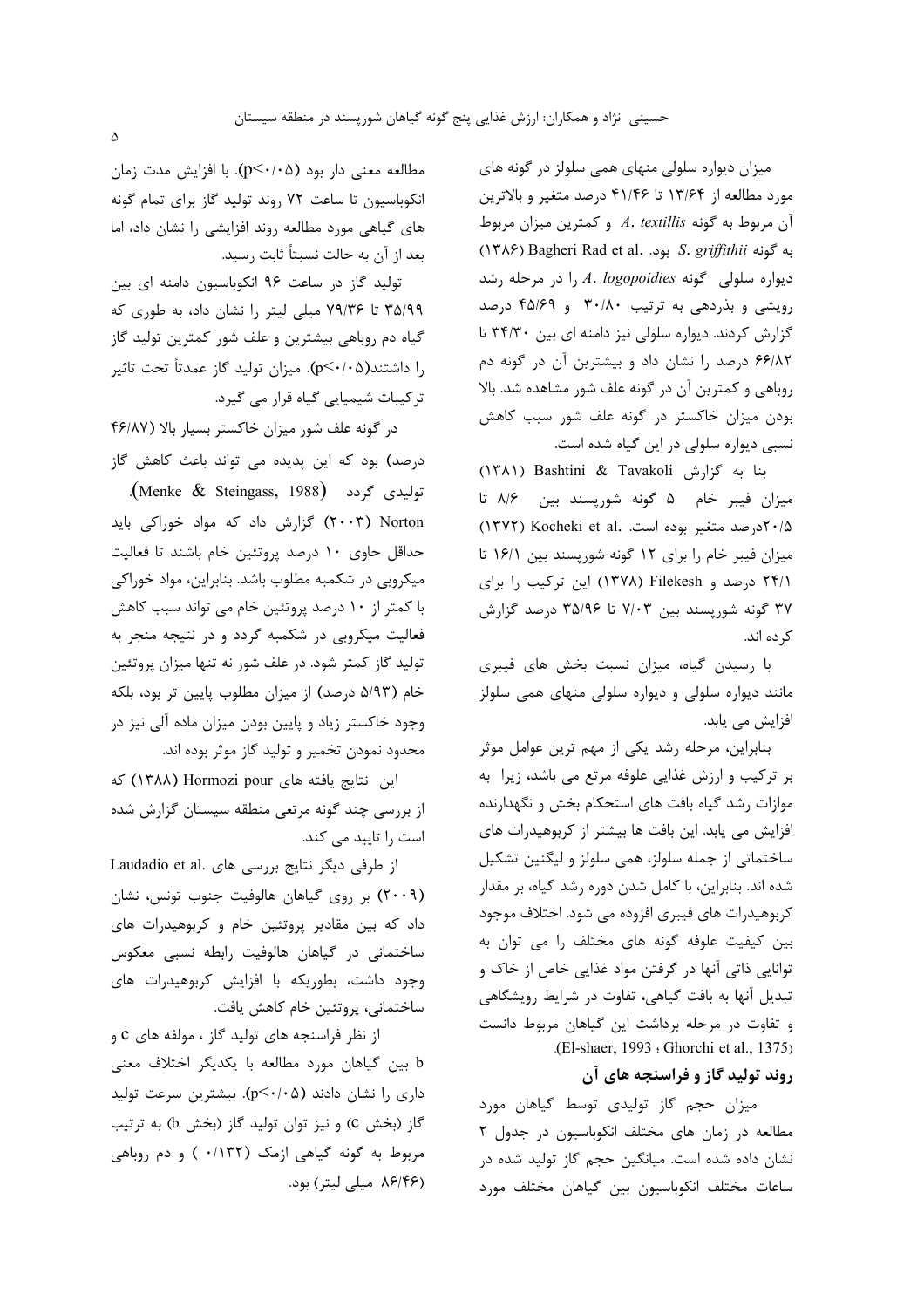میزان دیواره سلولی منهای همی سلولز در گونه های مورد مطالعه از ۱۳/۶۴ تا ۴۱/۴۶ درصد متغیر و بالاترین آن مربوط به گونه *A. textillis* و کمترین میزان مربوط به گونه *S. griffithii* بود. Bagheri Rad et al. (۱۳۸۶) دیواره سلولی گونه *A. logopoides* را در مرحله رشد رویشی و بذردهی به ترتیب ۳۰/۸۰ و ۴۵/۶۹ درصد گزارش کردند. دیواره سلولی نیز دامنه ای بین ۳۴/۳۰ تا ۶۶/۸۲ درصد را نشان داد و بیشترین آن در گونه دم روباهی و کمترین آن در گونه علف شور مشاهده شد. بالا بودن میزان خاکستر در گونه علف شور سبب کاهش نسبی دیواره سلولی در این گیاه شده است.

بنا به گزارش Bashtini & Tavakoli (۱۳۸۱) میزان فیبر خام ۵ گونه شورپسند بین ۸/۶ تا ۲۰/۵درصد متغیر بوده است. Kocheki et al. (۱۳۷۲) میزان فیبر خام را برای ۱۲ گونه شورپسند بین ۱۶/۱ تا ۲۴/۱ درصد و Filekesh (۱۳۷۸) این ترکیب را برای ۳۷ گونه شورپسند بین ۷/۰۳ تا ۳۵/۹۶ درصد گزارش کرده اند.

با رسیدن گیاه، میزان نسبت بخش های فیبری مانند دیواره سلولی و دیواره سلولی منهای همی سلولز افزایش می یابد.

بنابراین، مرحله رشد یکی از مهم ترین عوامل موثر بر ترکیب و ارزش غذایی علوفه مرتع می باشد، زیرا به موازات رشد گیاه بافت های استحکام بخش و نگهدارنده افزایش می یابد. این بافت ها بیشتر از کربوهیدرات های ساختمانی از جمله سلولز، همی سلولز و لیگنین تشکیل شده اند. بنابراین، با کامل شدن دوره رشد گیاه، بر مقدار کربوهیدرات های فیبری افزوده می شود. اختلاف موجود بین کیفیت علوفه گونه های مختلف را می توان به توانایی ذاتی آنها در گرفتن مواد غذایی خاص از خاک و تبدیل آنها به بافت گیاهی، تفاوت در شرایط رویشگاهی و تفاوت در مرحله برداشت این گیاهان مربوط دانست (El-shaer, 1993 ؛ Ghorchi et al., 1375).

## روند تولید گاز و فراسنجه های آن

میزان حجم گاز تولیدی توسط گیاهان مورد مطالعه در زمان های مختلف انکوباسیون در جدول ۲ نشان داده شده است. میانگین حجم گاز تولید شده در ساعات مختلف انکوباسیون بین گیاهان مختلف مورد مطالعه معنی دار بود ($p<0.05$). با افزایش مدت زمان انکوباسیون تا ساعت ۷۲ روند تولید گاز برای تمام گونه های گیاهی مورد مطالعه روند افزایشی را نشان داد، اما بعد از آن به حالت نسبتاً ثابت رسید.

تولید گاز در ساعت ۹۶ انکوباسیون دامنه ای بین ۳۵/۹۹ تا ۷۹/۳۶ میلی لیتر را نشان داد، به طوری که گیاه دم روباهی بیشترین و علف شور کمترین تولید گاز را داشتند($p<0.05$). میزان تولید گاز عمدتاً تحت تاثیر ترکیبات شیمیایی گیاه قرار می گیرد.

در گونه علف شور میزان خاکستر بسیار بالا (۴۶/۸۷ درصد) بود که این پدیده می تواند باعث کاهش گاز تولیدی گردد (Menke & Steingass, 1988).

Norton (۲۰۰۳) گزارش داد که مواد خوراکی باید حداقل حاوی ۱۰ درصد پروتئین خام باشند تا فعالیت میکروبی در شکمبه مطلوب باشد. بنابراین، مواد خوراکی با کمتر از ۱۰ درصد پروتئین خام می تواند سبب کاهش فعالیت میکروبی در شکمبه گردد و در نتیجه منجر به تولید گاز کمتر شود. در علف شور نه تنها میزان پروتئین خام (۵/۹۳ درصد) از میزان مطلوب پایین تر بود، بلکه وجود خاکستر زیاد و پایین بودن میزان ماده آلی نیز در محدود نمودن تخمیر و تولید گاز موثر بوده اند.

این نتایج یافته های Hormozi pour (۱۳۸۸) که از بررسی چند گونه مرتعی منطقه سیستان گزارش شده است را تایید می کند.

از طرفی دیگر نتایج بررسی های Laudadio et al. (۲۰۰۹) بر روی گیاهان هالوفیت جنوب تونس، نشان داد که بین مقادیر پروتئین خام و کربوهیدرات های ساختمانی در گیاهان هالوفیت رابطه نسبی معکوس وجود داشت، بطوریکه با افزایش کربوهیدرات های ساختمانی، پروتئین خام کاهش یافت.

از نظر فراسنجه های تولید گاز ، مولفه های c و b بین گیاهان مورد مطالعه با یکدیگر اختلاف معنی داری را نشان دادند ($p<0.05$). بیشترین سرعت تولید گاز (بخش c) و نیز توان تولید گاز (بخش b) به ترتیب مربوط به گونه گیاهی ازمک (۰/۱۳۲ ) و دم روباهی (۸۶/۴۶ میلی لیتر) بود.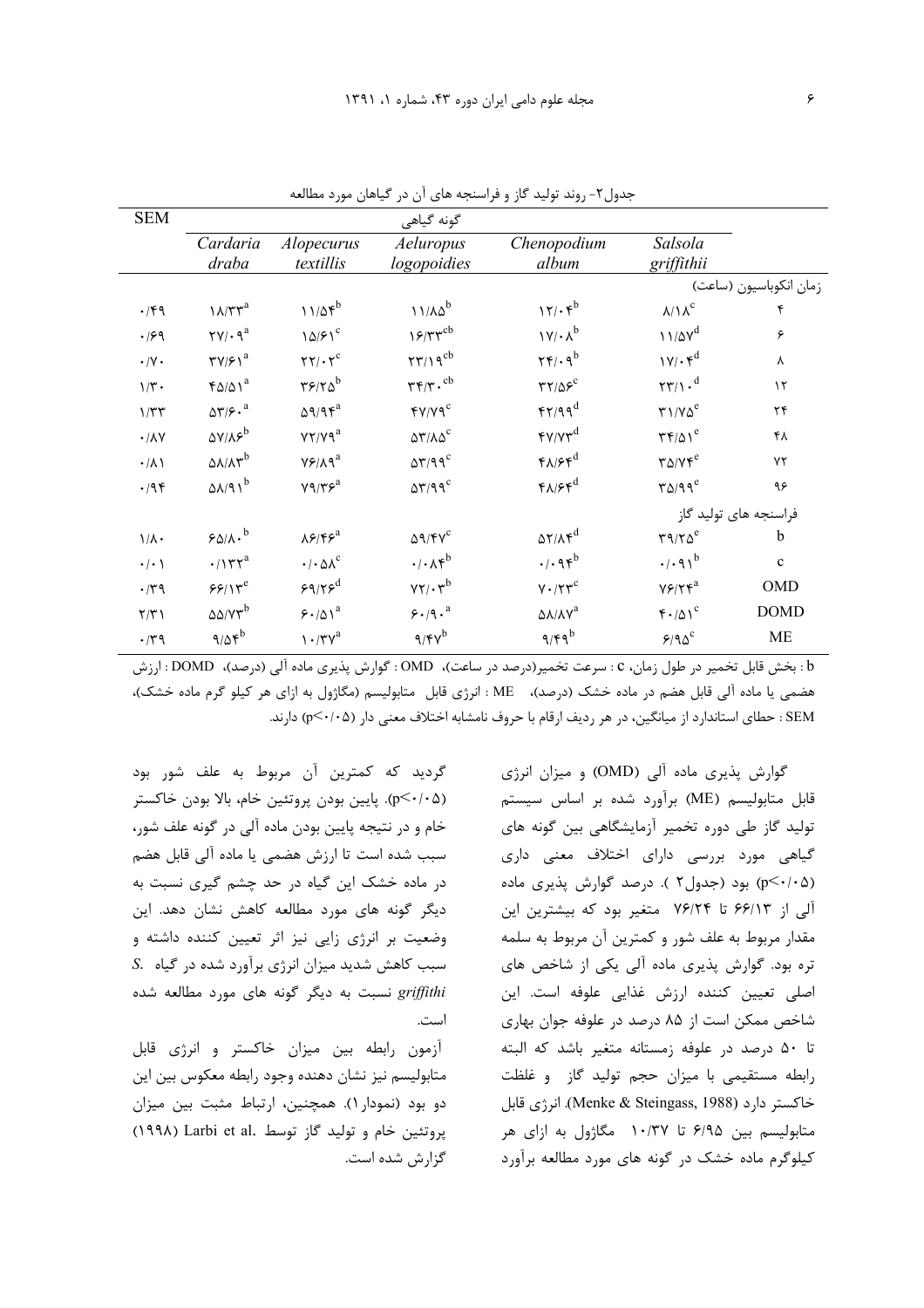جدول۲- روند تولید گاز و فراسنجه های آن در گیاهان مورد مطالعه

| | گونه گیاهی | | | | | SEM |
|---|---|---|---|---|---|---|
| | *Salsola griffithii* | *Chenopodium album* | *Aeluropus logopoidies* | *Alopecurus textillis* | *Cardaria draba* | |
| زمان انکوباسیون (ساعت) | | | | | | |
| ۴ | ۸/۱۸[c] | ۱۲/۰۴[b] | ۱۱/۸۵[b] | ۱۱/۵۴[b] | ۱۸/۳۳[a] | ۰/۴۹ |
| ۶ | ۱۱/۵۷[d] | ۱۷/۰۸[b] | ۱۶/۳۳[cb] | ۱۵/۶۱[c] | ۲۷/۰۹[a] | ۰/۶۹ |
| ۸ | ۱۷/۰۴[d] | ۲۴/۰۹[b] | ۲۳/۱۹[cb] | ۲۲/۰۲[c] | ۳۷/۶۱[a] | ۰/۷۰ |
| ۱۲ | ۲۳/۱۰[d] | ۳۲/۵۶[c] | ۳۴/۳۰[cb] | ۳۶/۲۵[b] | ۴۵/۵۱[a] | ۱/۳۰ |
| ۲۴ | ۳۱/۷۵[e] | ۴۲/۹۹[d] | ۴۷/۷۹[c] | ۵۹/۹۴[a] | ۵۳/۶۰[a] | ۱/۳۳ |
| ۴۸ | ۳۴/۵۱[e] | ۴۷/۷۳[d] | ۵۳/۸۵[c] | ۷۲/۷۹[a] | ۵۷/۸۶[b] | ۰/۸۷ |
| ۷۲ | ۳۵/۷۴[e] | ۴۸/۶۴[d] | ۵۳/۹۹[c] | ۷۶/۸۹[a] | ۵۸/۸۳[b] | ۰/۸۱ |
| ۹۶ | ۳۵/۹۹[e] | ۴۸/۶۴[d] | ۵۳/۹۹[c] | ۷۹/۳۶[a] | ۵۸/۹۱[b] | ۰/۹۴ |
| فراسنجه های تولید گاز | | | | | | |
| b | ۳۹/۲۵[e] | ۵۲/۸۴[d] | ۵۹/۴۷[c] | ۸۶/۴۶[a] | ۶۵/۸۰[b] | ۱/۸۰ |
| c | ۰/۰۹۱[b] | ۰/۰۹۴[b] | ۰/۰۸۴[b] | ۰/۰۵۸[c] | ۰/۱۳۲[a] | ۰/۰۱ |
| OMD | ۷۶/۲۴[a] | ۷۰/۲۳[c] | ۷۲/۰۳[b] | ۶۹/۲۶[d] | ۶۶/۱۳[e] | ۰/۳۹ |
| DOMD | ۴۰/۵۱[c] | ۵۸/۸۷[a] | ۶۰/۹۰[a] | ۶۰/۵۱[a] | ۵۵/۷۳[b] | ۲/۳۱ |
| ME | ۶/۹۵[c] | ۹/۴۹[b] | ۹/۴۷[b] | ۱۰/۳۷[a] | ۹/۵۴[b] | ۰/۳۹ |

b : بخش قابل تخمیر در طول زمان، c : سرعت تخمیر(درصد در ساعت)، OMD : گوارش پذیری ماده آلی (درصد)، DOMD : ارزش هضمی یا ماده آلی قابل هضم در ماده خشک (درصد)، ME : انرژی قابل متابولیسم (مگاژول به ازای هر کیلو گرم ماده خشک)، SEM : خطای استاندارد از میانگین، در هر ردیف ارقام با حروف نامشابه اختلاف معنی دار (p<۰/۰۵) دارند.

گوارش پذیری ماده آلی (OMD) و میزان انرژی قابل متابولیسم (ME) برآورد شده بر اساس سیستم تولید گاز طی دوره تخمیر آزمایشگاهی بین گونه های گیاهی مورد بررسی دارای اختلاف معنی داری (p<۰/۰۵) بود (جدول۲ ). درصد گوارش پذیری ماده آلی از ۶۶/۱۳ تا ۷۶/۲۴ متغیر بود که بیشترین این مقدار مربوط به علف شور و کمترین آن مربوط به سلمه تره بود. گوارش پذیری ماده آلی یکی از شاخص های اصلی تعیین کننده ارزش غذایی علوفه است. این شاخص ممکن است از ۸۵ درصد در علوفه جوان بهاری تا ۵۰ درصد در علوفه زمستانه متغیر باشد که البته رابطه مستقیمی با میزان حجم تولید گاز و غلظت خاکستر دارد (Menke & Steingass, 1988). انرژی قابل متابولیسم بین ۶/۹۵ تا ۱۰/۳۷ مگاژول به ازای هر کیلوگرم ماده خشک در گونه های مورد مطالعه برآورد گردید که کمترین آن مربوط به علف شور بود (p<۰/۰۵). پایین بودن پروتئین خام، بالا بودن خاکستر خام و در نتیجه پایین بودن ماده آلی در گونه علف شور، سبب شده است تا ارزش هضمی یا ماده آلی قابل هضم در ماده خشک این گیاه در حد چشم گیری نسبت به دیگر گونه های مورد مطالعه کاهش نشان دهد. این وضعیت بر انرژی زایی نیز اثر تعیین کننده داشته و سبب کاهش شدید میزان انرژی برآورد شده در گیاه *S. griffithi* نسبت به دیگر گونه های مورد مطالعه شده است.

آزمون رابطه بین میزان خاکستر و انرژی قابل متابولیسم نیز نشان دهنده وجود رابطه معکوس بین این دو بود (نمودار۱). همچنین، ارتباط مثبت بین میزان پروتئین خام و تولید گاز توسط Larbi et al. (۱۹۹۸) گزارش شده است.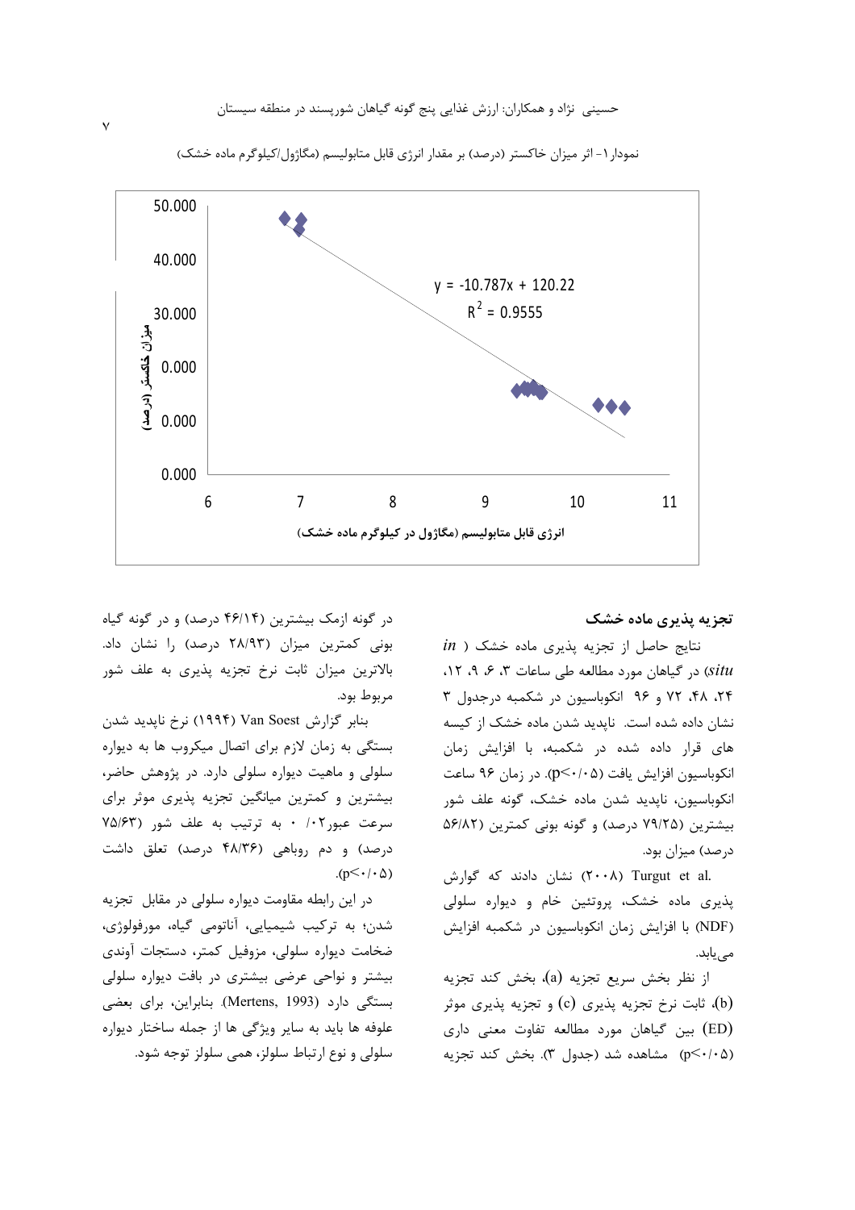نمودار۱- اثر میزان خاکستر (درصد) بر مقدار انرژی قابل متابولیسم (مگاژول/کیلوگرم ماده خشک)

50.000
40.000
30.000
0.000
0.000
0.000

6 7 8 9 10 11

y = -10.787x + 120.22

$R^2$ = 0.9555

میزان خاکستر (درصد)

انرژی قابل متابولیسم (مگاژول در کیلوگرم ماده خشک)

### تجزیه پذیری ماده خشک

نتایج حاصل از تجزیه پذیری ماده خشک ( *in situ*) در گیاهان مورد مطالعه طی ساعات ۳، ۶، ۹، ۱۲، ۲۴، ۴۸، ۷۲ و ۹۶ انکوباسیون در شکمبه درجدول ۳ نشان داده شده است. ناپدید شدن ماده خشک از کیسه های قرار داده شده در شکمبه، با افزایش زمان انکوباسیون افزایش یافت ($p<0.05$). در زمان ۹۶ ساعت انکوباسیون، ناپدید شدن ماده خشک، گونه علف شور بیشترین (۷۹/۲۵ درصد) و گونه بونی کمترین (۵۶/۸۲ درصد) میزان بود.

Turgut et al. (۲۰۰۸) نشان دادند که گوارش پذیری ماده خشک، پروتئین خام و دیواره سلولی (NDF) با افزایش زمان انکوباسیون در شکمبه افزایش می‌یابد.

از نظر بخش سریع تجزیه (a)، بخش کند تجزیه (b)، ثابت نرخ تجزیه پذیری (c) و تجزیه پذیری موثر (ED) بین گیاهان مورد مطالعه تفاوت معنی داری ($p<0.05$) مشاهده شد (جدول ۳). بخش کند تجزیه در گونه ازمک بیشترین (۴۶/۱۴ درصد) و در گونه گیاه بونی کمترین میزان (۲۸/۹۳ درصد) را نشان داد. بالاترین میزان ثابت نرخ تجزیه پذیری به علف شور مربوط بود.

بنابر گزارش Van Soest (۱۹۹۴) نرخ ناپدید شدن بستگی به زمان لازم برای اتصال میکروب ها به دیواره سلولی و ماهیت دیواره سلولی دارد. در پژوهش حاضر، بیشترین و کمترین میانگین تجزیه پذیری موثر برای سرعت عبور۰/۰۲ به ترتیب به علف شور (۷۵/۶۳ درصد) و دم روباهی (۴۸/۳۶ درصد) تعلق داشت ($p<0.05$).

در این رابطه مقاومت دیواره سلولی در مقابل تجزیه شدن؛ به ترکیب شیمیایی، آناتومی گیاه، مورفولوژی، ضخامت دیواره سلولی، مزوفیل کمتر، دستجات آوندی بیشتر و نواحی عرضی بیشتری در بافت دیواره سلولی بستگی دارد (Mertens, 1993). بنابراین، برای بعضی علوفه ها باید به سایر ویژگی ها از جمله ساختار دیواره سلولی و نوع ارتباط سلولز، همی سلولز توجه شود.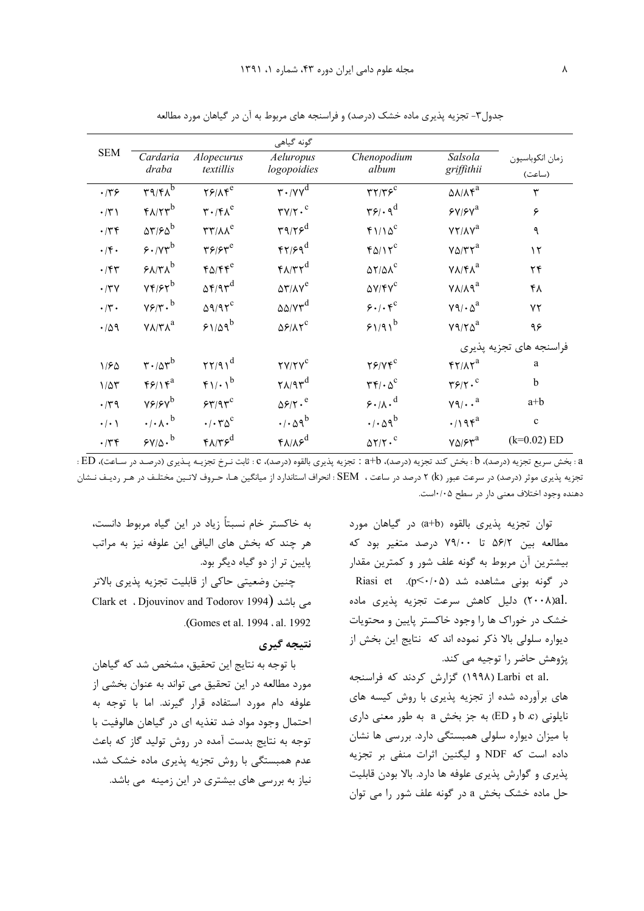جدول۳- تجزیه پذیری ماده خشک (درصد) و فراسنجه های مربوط به آن در گیاهان مورد مطالعه

| زمان انکوباسیون (ساعت) | گونه گیاهی | | | | | SEM |
|---|---|---|---|---|---|---|
| | *Salsola griffithii* | *Chenopodium album* | *Aeluropus logopoidies* | *Alopecurus textillis* | *Cardaria draba* | |
| ۳ | ۵۸/۸۴[a] | ۳۲/۳۶[c] | ۳۰/۷۷[d] | ۲۶/۸۴[e] | ۳۹/۴۸[b] | ۰/۳۶ |
| ۶ | ۶۷/۶۷[a] | ۳۶/۰۹[d] | ۳۷/۲۰[c] | ۳۰/۴۸[e] | ۴۸/۲۳[b] | ۰/۳۱ |
| ۹ | ۷۲/۸۷[a] | ۴۱/۱۵[c] | ۳۹/۲۶[d] | ۳۳/۸۸[e] | ۵۳/۶۵[b] | ۰/۳۴ |
| ۱۲ | ۷۵/۳۲[a] | ۴۵/۱۲[c] | ۴۲/۶۹[d] | ۳۶/۶۳[e] | ۶۰/۷۳[b] | ۰/۴۰ |
| ۲۴ | ۷۸/۴۸[a] | ۵۲/۵۸[c] | ۴۸/۳۲[d] | ۴۵/۴۴[e] | ۶۸/۳۸[b] | ۰/۴۳ |
| ۴۸ | ۷۸/۸۹[a] | ۵۷/۴۷[c] | ۵۳/۸۷[e] | ۵۴/۹۳[d] | ۷۴/۶۲[b] | ۰/۳۷ |
| ۷۲ | ۷۹/۰۵[a] | ۶۰/۰۴[c] | ۵۵/۷۳[d] | ۵۹/۹۲[c] | ۷۶/۳۰[b] | ۰/۳۰ |
| ۹۶ | ۷۹/۲۵[a] | ۶۱/۹۱[b] | ۵۶/۸۲[c] | ۶۱/۵۹[b] | ۷۸/۳۸[a] | ۰/۵۹ |
| فراسنجه های تجزیه پذیری | | | | | | |
| a | ۴۲/۸۲[a] | ۲۶/۷۴[c] | ۲۷/۲۷[c] | ۲۲/۹۱[d] | ۳۰/۵۳[b] | ۱/۶۵ |
| b | ۳۶/۲۰[c] | ۳۴/۰۵[c] | ۲۸/۹۳[d] | ۴۱/۰۱[b] | ۴۶/۱۴[a] | ۱/۵۳ |
| a+b | ۷۹/۰۰[a] | ۶۰/۸۰[d] | ۵۶/۲۰[e] | ۶۳/۹۳[c] | ۷۶/۶۷[b] | ۰/۳۹ |
| c | ۰/۱۹۴[a] | ۰/۰۵۹[b] | ۰/۰۵۹[b] | ۰/۰۳۵[c] | ۰/۰۸۰[b] | ۰/۰۱ |
| (k=0.02) ED | ۷۵/۶۳[a] | ۵۲/۲۰[c] | ۴۸/۸۶[d] | ۴۸/۳۶[d] | ۶۷/۵۰[b] | ۰/۳۴ |

a : بخش سریع تجزیه (درصد)، b : بخش کند تجزیه (درصد)، a+b : تجزیه پذیری بالقوه (درصد)، c : ثابت نرخ تجزیه پذیری (درصد در ساعت)، ED : تجزیه پذیری موثر (درصد) در سرعت عبور (k) ۲ درصد در ساعت ، SEM : انحراف استاندارد از میانگین ها، حروف لاتین مختلف در هر ردیف نشان دهنده وجود اختلاف معنی دار در سطح ۰/۰۵است.

توان تجزیه پذیری بالقوه (a+b) در گیاهان مورد مطالعه بین ۵۶/۲ تا ۷۹/۰۰ درصد متغیر بود که بیشترین آن مربوط به گونه علف شور و کمترین مقدار در گونه بونی مشاهده شد ($p<0.05$). Riasi et al.(۲۰۰۸) دلیل کاهش سرعت تجزیه پذیری ماده خشک در خوراک ها را وجود خاکستر پایین و محتویات دیواره سلولی بالا ذکر نموده اند که نتایج این بخش از پژوهش حاضر را توجیه می کند.

Larbi et al. (۱۹۹۸) گزارش کردند که فراسنجه های برآورده شده از تجزیه پذیری با روش کیسه های نایلونی (b ،c و ED) به جز بخش a به طور معنی داری با میزان دیواره سلولی همبستگی دارد. بررسی ها نشان داده است که NDF و لیگنین اثرات منفی بر تجزیه پذیری و گوارش پذیری علوفه ها دارد. بالا بودن قابلیت حل ماده خشک بخش a در گونه علف شور را می توان به خاکستر خام نسبتاً زیاد در این گیاه مربوط دانست، هر چند که بخش های الیافی این علوفه نیز به مراتب پایین تر از دو گیاه دیگر بود.

چنین وضعیتی حاکی از قابلیت تجزیه پذیری بالاتر می باشد (Djouvinov and Todorov 1994 ، Clark et al. 1992 ، Gomes et al. 1994).

## نتیجه گیری

با توجه به نتایج این تحقیق، مشخص شد که گیاهان مورد مطالعه در این تحقیق می تواند به عنوان بخشی از علوفه دام مورد استفاده قرار گیرند. اما با توجه به احتمال وجود مواد ضد تغذیه ای در گیاهان هالوفیت با توجه به نتایج بدست آمده در روش تولید گاز که باعث عدم همبستگی با روش تجزیه پذیری ماده خشک شد، نیاز به بررسی های بیشتری در این زمینه می باشد.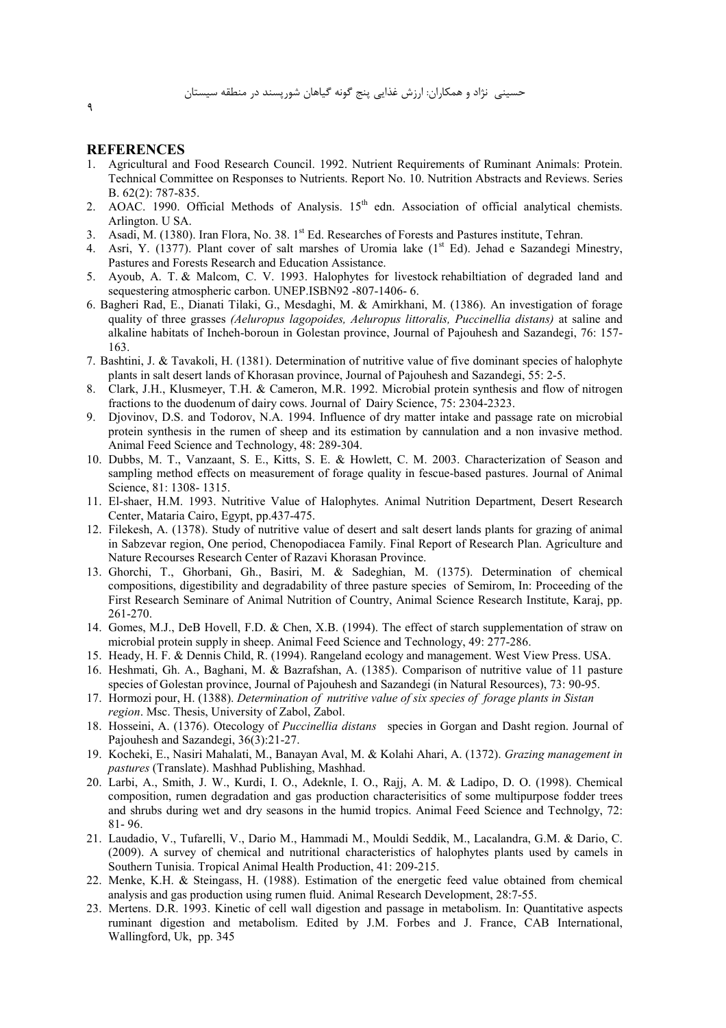## REFERENCES

1. Agricultural and Food Research Council. 1992. Nutrient Requirements of Ruminant Animals: Protein. Technical Committee on Responses to Nutrients. Report No. 10. Nutrition Abstracts and Reviews. Series B. 62(2): 787-835.
2. AOAC. 1990. Official Methods of Analysis. 15th edn. Association of official analytical chemists. Arlington. U SA.
3. Asadi, M. (1380). Iran Flora, No. 38. 1st Ed. Researches of Forests and Pastures institute, Tehran.
4. Asri, Y. (1377). Plant cover of salt marshes of Uromia lake (1st Ed). Jehad e Sazandegi Minestry, Pastures and Forests Research and Education Assistance.
5. Ayoub, A. T. & Malcom, C. V. 1993. Halophytes for livestock rehabiltiation of degraded land and sequestering atmospheric carbon. UNEP.ISBN92 -807-1406- 6.
6. Bagheri Rad, E., Dianati Tilaki, G., Mesdaghi, M. & Amirkhani, M. (1386). An investigation of forage quality of three grasses *(Aeluropus lagopoides, Aeluropus littoralis, Puccinellia distans)* at saline and alkaline habitats of Incheh-boroun in Golestan province, Journal of Pajouhesh and Sazandegi, 76: 157-163.
7. Bashtini, J. & Tavakoli, H. (1381). Determination of nutritive value of five dominant species of halophyte plants in salt desert lands of Khorasan province, Journal of Pajouhesh and Sazandegi, 55: 2-5.
8. Clark, J.H., Klusmeyer, T.H. & Cameron, M.R. 1992. Microbial protein synthesis and flow of nitrogen fractions to the duodenum of dairy cows. Journal of Dairy Science, 75: 2304-2323.
9. Djovinov, D.S. and Todorov, N.A. 1994. Influence of dry matter intake and passage rate on microbial protein synthesis in the rumen of sheep and its estimation by cannulation and a non invasive method. Animal Feed Science and Technology, 48: 289-304.
10. Dubbs, M. T., Vanzaant, S. E., Kitts, S. E. & Howlett, C. M. 2003. Characterization of Season and sampling method effects on measurement of forage quality in fescue-based pastures. Journal of Animal Science, 81: 1308- 1315.
11. El-shaer, H.M. 1993. Nutritive Value of Halophytes. Animal Nutrition Department, Desert Research Center, Mataria Cairo, Egypt, pp.437-475.
12. Filekesh, A. (1378). Study of nutritive value of desert and salt desert lands plants for grazing of animal in Sabzevar region, One period, Chenopodiacea Family. Final Report of Research Plan. Agriculture and Nature Recourses Research Center of Razavi Khorasan Province.
13. Ghorchi, T., Ghorbani, Gh., Basiri, M. & Sadeghian, M. (1375). Determination of chemical compositions, digestibility and degradability of three pasture species of Semirom, In: Proceeding of the First Research Seminare of Animal Nutrition of Country, Animal Science Research Institute, Karaj, pp. 261-270.
14. Gomes, M.J., DeB Hovell, F.D. & Chen, X.B. (1994). The effect of starch supplementation of straw on microbial protein supply in sheep. Animal Feed Science and Technology, 49: 277-286.
15. Heady, H. F. & Dennis Child, R. (1994). Rangeland ecology and management. West View Press. USA.
16. Heshmati, Gh. A., Baghani, M. & Bazrafshan, A. (1385). Comparison of nutritive value of 11 pasture species of Golestan province, Journal of Pajouhesh and Sazandegi (in Natural Resources), 73: 90-95.
17. Hormozi pour, H. (1388). *Determination of nutritive value of six species of forage plants in Sistan region*. Msc. Thesis, University of Zabol, Zabol.
18. Hosseini, A. (1376). Otecology of *Puccinellia distans* species in Gorgan and Dasht region. Journal of Pajouhesh and Sazandegi, 36(3):21-27.
19. Kocheki, E., Nasiri Mahalati, M., Banayan Aval, M. & Kolahi Ahari, A. (1372). *Grazing management in pastures* (Translate). Mashhad Publishing, Mashhad.
20. Larbi, A., Smith, J. W., Kurdi, I. O., Adeknle, I. O., Rajj, A. M. & Ladipo, D. O. (1998). Chemical composition, rumen degradation and gas production characterisitics of some multipurpose fodder trees and shrubs during wet and dry seasons in the humid tropics. Animal Feed Science and Technolgy, 72: 81- 96.
21. Laudadio, V., Tufarelli, V., Dario M., Hammadi M., Mouldi Seddik, M., Lacalandra, G.M. & Dario, C. (2009). A survey of chemical and nutritional characteristics of halophytes plants used by camels in Southern Tunisia. Tropical Animal Health Production, 41: 209-215.
22. Menke, K.H. & Steingass, H. (1988). Estimation of the energetic feed value obtained from chemical analysis and gas production using rumen fluid. Animal Research Development, 28:7-55.
23. Mertens. D.R. 1993. Kinetic of cell wall digestion and passage in metabolism. In: Quantitative aspects ruminant digestion and metabolism. Edited by J.M. Forbes and J. France, CAB International, Wallingford, Uk, pp. 345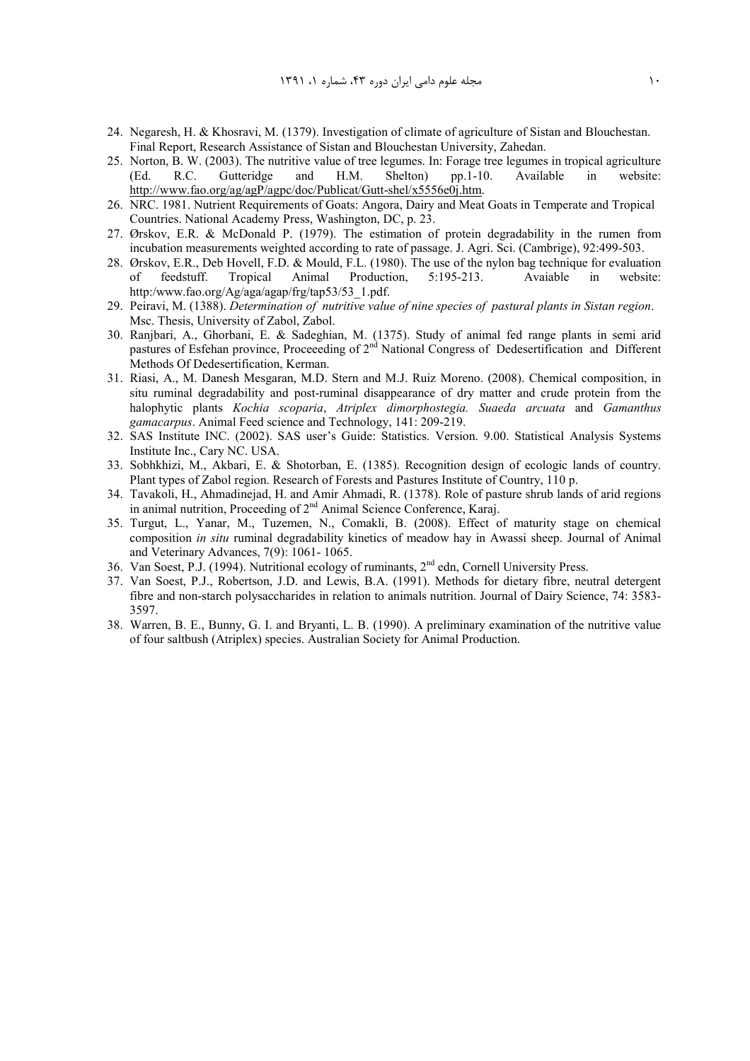24. Negaresh, H. & Khosravi, M. (1379). Investigation of climate of agriculture of Sistan and Blouchestan. Final Report, Research Assistance of Sistan and Blouchestan University, Zahedan.
25. Norton, B. W. (2003). The nutritive value of tree legumes. In: Forage tree legumes in tropical agriculture (Ed. R.C. Gutteridge and H.M. Shelton) pp.1-10. Available in website: http://www.fao.org/ag/agP/agpc/doc/Publicat/Gutt-shel/x5556e0j.htm.
26. NRC. 1981. Nutrient Requirements of Goats: Angora, Dairy and Meat Goats in Temperate and Tropical Countries. National Academy Press, Washington, DC, p. 23.
27. Ørskov, E.R. & McDonald P. (1979). The estimation of protein degradability in the rumen from incubation measurements weighted according to rate of passage. J. Agri. Sci. (Cambrige), 92:499-503.
28. Ørskov, E.R., Deb Hovell, F.D. & Mould, F.L. (1980). The use of the nylon bag technique for evaluation of feedstuff. Tropical Animal Production, 5:195-213. Avaiable in website: http:/www.fao.org/Ag/aga/agap/frg/tap53/53_1.pdf.
29. Peiravi, M. (1388). *Determination of nutritive value of nine species of pastural plants in Sistan region*. Msc. Thesis, University of Zabol, Zabol.
30. Ranjbari, A., Ghorbani, E. & Sadeghian, M. (1375). Study of animal fed range plants in semi arid pastures of Esfehan province, Proceeeding of 2nd National Congress of Dedesertification and Different Methods Of Dedesertification, Kerman.
31. Riasi, A., M. Danesh Mesgaran, M.D. Stern and M.J. Ruiz Moreno. (2008). Chemical composition, in situ ruminal degradability and post-ruminal disappearance of dry matter and crude protein from the halophytic plants *Kochia scoparia*, *Atriplex dimorphostegia. Suaeda arcuata* and *Gamanthus gamacarpus*. Animal Feed science and Technology, 141: 209-219.
32. SAS Institute INC. (2002). SAS user's Guide: Statistics. Version. 9.00. Statistical Analysis Systems Institute Inc., Cary NC. USA.
33. Sobhkhizi, M., Akbari, E. & Shotorban, E. (1385). Recognition design of ecologic lands of country. Plant types of Zabol region. Research of Forests and Pastures Institute of Country, 110 p.
34. Tavakoli, H., Ahmadinejad, H. and Amir Ahmadi, R. (1378). Role of pasture shrub lands of arid regions in animal nutrition, Proceeding of 2nd Animal Science Conference, Karaj.
35. Turgut, L., Yanar, M., Tuzemen, N., Comakli, B. (2008). Effect of maturity stage on chemical composition *in situ* ruminal degradability kinetics of meadow hay in Awassi sheep. Journal of Animal and Veterinary Advances, 7(9): 1061- 1065.
36. Van Soest, P.J. (1994). Nutritional ecology of ruminants, 2nd edn, Cornell University Press.
37. Van Soest, P.J., Robertson, J.D. and Lewis, B.A. (1991). Methods for dietary fibre, neutral detergent fibre and non-starch polysaccharides in relation to animals nutrition. Journal of Dairy Science, 74: 3583-3597.
38. Warren, B. E., Bunny, G. I. and Bryanti, L. B. (1990). A preliminary examination of the nutritive value of four saltbush (Atriplex) species. Australian Society for Animal Production.